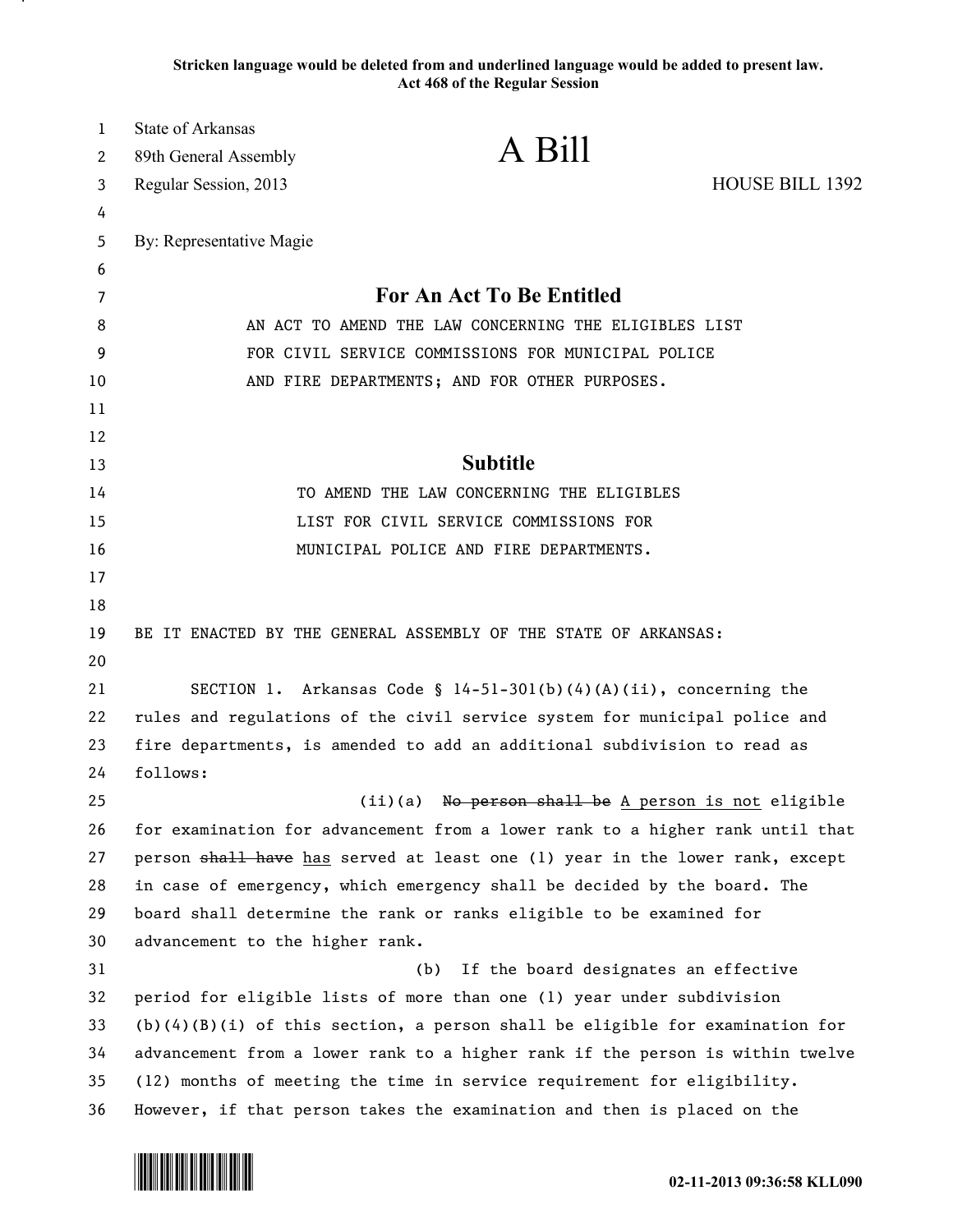**Stricken language would be deleted from and underlined language would be added to present law.**
**Act 468 of the Regular Session**

State of Arkansas
89th General Assembly
Regular Session, 2013

# A Bill

HOUSE BILL 1392

By: Representative Magie

## For An Act To Be Entitled

AN ACT TO AMEND THE LAW CONCERNING THE ELIGIBLES LIST FOR CIVIL SERVICE COMMISSIONS FOR MUNICIPAL POLICE AND FIRE DEPARTMENTS; AND FOR OTHER PURPOSES.

## Subtitle

TO AMEND THE LAW CONCERNING THE ELIGIBLES LIST FOR CIVIL SERVICE COMMISSIONS FOR MUNICIPAL POLICE AND FIRE DEPARTMENTS.

BE IT ENACTED BY THE GENERAL ASSEMBLY OF THE STATE OF ARKANSAS:

SECTION 1. Arkansas Code § 14-51-301(b)(4)(A)(ii), concerning the rules and regulations of the civil service system for municipal police and fire departments, is amended to add an additional subdivision to read as follows:

(ii)(a) ~~No person shall be~~ <u>A person is not</u> eligible for examination for advancement from a lower rank to a higher rank until that person ~~shall have~~ <u>has</u> served at least one (1) year in the lower rank, except in case of emergency, which emergency shall be decided by the board. The board shall determine the rank or ranks eligible to be examined for advancement to the higher rank.

(b) If the board designates an effective period for eligible lists of more than one (1) year under subdivision (b)(4)(B)(i) of this section, a person shall be eligible for examination for advancement from a lower rank to a higher rank if the person is within twelve (12) months of meeting the time in service requirement for eligibility. However, if that person takes the examination and then is placed on the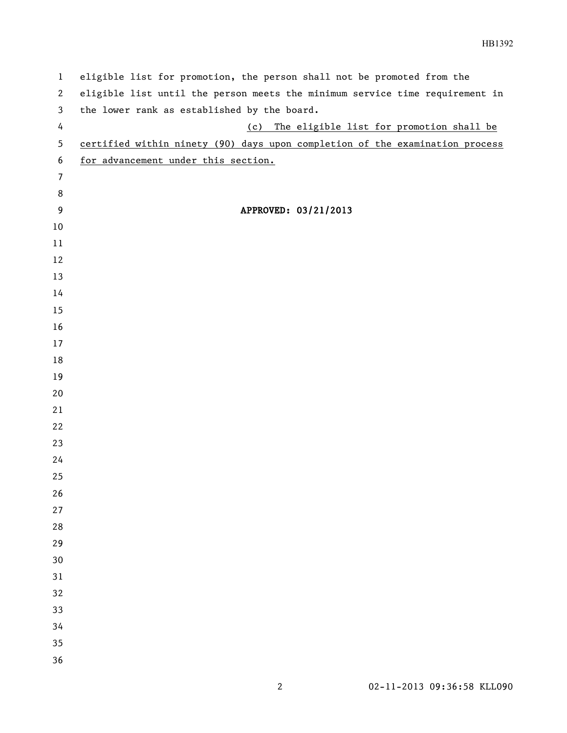eligible list for promotion, the person shall not be promoted from the eligible list until the person meets the minimum service time requirement in the lower rank as established by the board.

<u>(c) The eligible list for promotion shall be certified within ninety (90) days upon completion of the examination process for advancement under this section.</u>

**APPROVED: 03/21/2013**